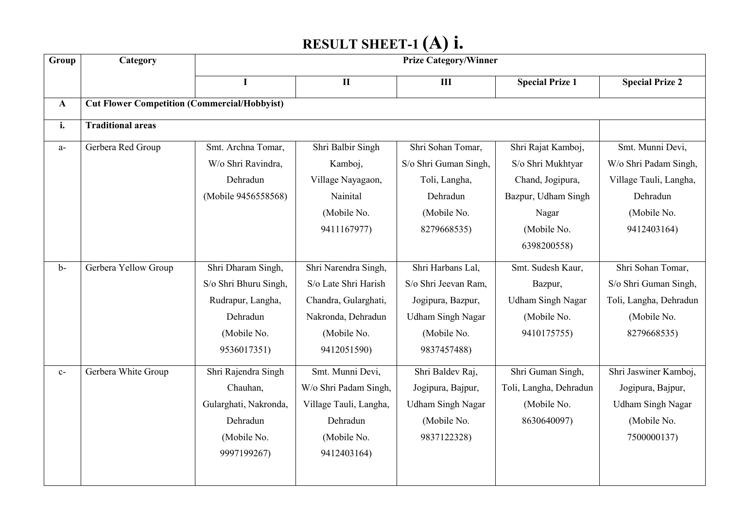# RESULT SHEET-1 (A) i.

| Group | Category | Prize Category/Winner | | | | |
|---|---|---|---|---|---|---|
| | | I | II | III | Special Prize 1 | Special Prize 2 |
| **A** | **Cut Flower Competition (Commercial/Hobbyist)** | | | | | |
| **i.** | **Traditional areas** | | | | | |
| a- | Gerbera Red Group | Smt. Archna Tomar, W/o Shri Ravindra, Dehradun (Mobile 9456558568) | Shri Balbir Singh Kamboj, Village Nayagaon, Nainital (Mobile No. 9411167977) | Shri Sohan Tomar, S/o Shri Guman Singh, Toli, Langha, Dehradun (Mobile No. 8279668535) | Shri Rajat Kamboj, S/o Shri Mukhtyar Chand, Jogipura, Bazpur, Udham Singh Nagar (Mobile No. 6398200558) | Smt. Munni Devi, W/o Shri Padam Singh, Village Tauli, Langha, Dehradun (Mobile No. 9412403164) |
| b- | Gerbera Yellow Group | Shri Dharam Singh, S/o Shri Bhuru Singh, Rudrapur, Langha, Dehradun (Mobile No. 9536017351) | Shri Narendra Singh, S/o Late Shri Harish Chandra, Gularghati, Nakronda, Dehradun (Mobile No. 9412051590) | Shri Harbans Lal, S/o Shri Jeevan Ram, Jogipura, Bazpur, Udham Singh Nagar (Mobile No. 9837457488) | Smt. Sudesh Kaur, Bazpur, Udham Singh Nagar (Mobile No. 9410175755) | Shri Sohan Tomar, S/o Shri Guman Singh, Toli, Langha, Dehradun (Mobile No. 8279668535) |
| c- | Gerbera White Group | Shri Rajendra Singh Chauhan, Gularghati, Nakronda, Dehradun (Mobile No. 9997199267) | Smt. Munni Devi, W/o Shri Padam Singh, Village Tauli, Langha, Dehradun (Mobile No. 9412403164) | Shri Baldev Raj, Jogipura, Bajpur, Udham Singh Nagar (Mobile No. 9837122328) | Shri Guman Singh, Toli, Langha, Dehradun (Mobile No. 8630640097) | Shri Jaswiner Kamboj, Jogipura, Bajpur, Udham Singh Nagar (Mobile No. 7500000137) |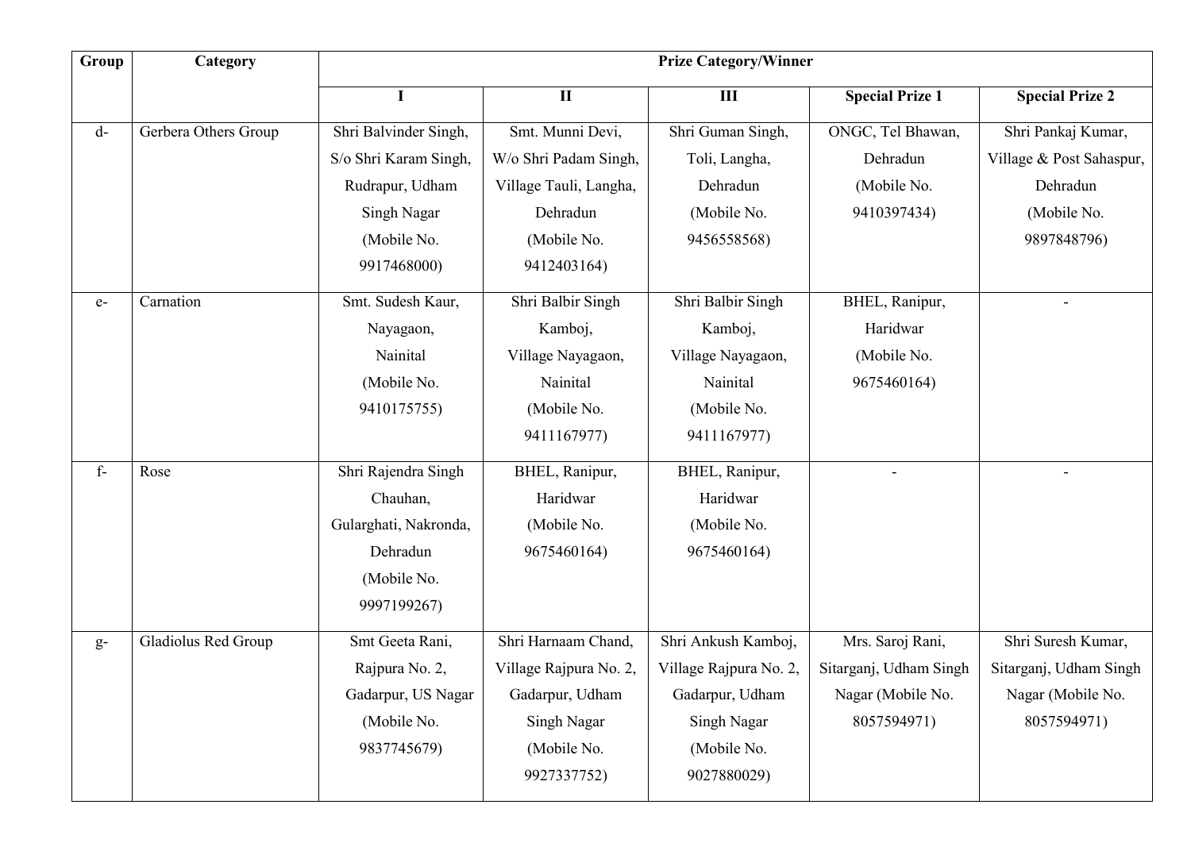| Group | Category | Prize Category/Winner | | | | |
|---|---|---|---|---|---|---|
| | | I | II | III | Special Prize 1 | Special Prize 2 |
| d- | Gerbera Others Group | Shri Balvinder Singh, S/o Shri Karam Singh, Rudrapur, Udham Singh Nagar (Mobile No. 9917468000) | Smt. Munni Devi, W/o Shri Padam Singh, Village Tauli, Langha, Dehradun (Mobile No. 9412403164) | Shri Guman Singh, Toli, Langha, Dehradun (Mobile No. 9456558568) | ONGC, Tel Bhawan, Dehradun (Mobile No. 9410397434) | Shri Pankaj Kumar, Village & Post Sahaspur, Dehradun (Mobile No. 9897848796) |
| e- | Carnation | Smt. Sudesh Kaur, Nayagaon, Nainital (Mobile No. 9410175755) | Shri Balbir Singh Kamboj, Village Nayagaon, Nainital (Mobile No. 9411167977) | Shri Balbir Singh Kamboj, Village Nayagaon, Nainital (Mobile No. 9411167977) | BHEL, Ranipur, Haridwar (Mobile No. 9675460164) | - |
| f- | Rose | Shri Rajendra Singh Chauhan, Gularghati, Nakronda, Dehradun (Mobile No. 9997199267) | BHEL, Ranipur, Haridwar (Mobile No. 9675460164) | BHEL, Ranipur, Haridwar (Mobile No. 9675460164) | - | - |
| g- | Gladiolus Red Group | Smt Geeta Rani, Rajpura No. 2, Gadarpur, US Nagar (Mobile No. 9837745679) | Shri Harnaam Chand, Village Rajpura No. 2, Gadarpur, Udham Singh Nagar (Mobile No. 9927337752) | Shri Ankush Kamboj, Village Rajpura No. 2, Gadarpur, Udham Singh Nagar (Mobile No. 9027880029) | Mrs. Saroj Rani, Sitarganj, Udham Singh Nagar (Mobile No. 8057594971) | Shri Suresh Kumar, Sitarganj, Udham Singh Nagar (Mobile No. 8057594971) |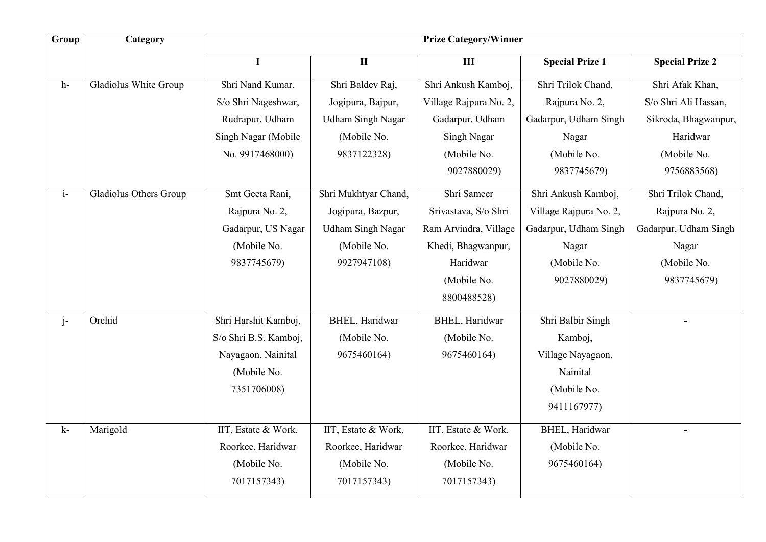| Group | Category | Prize Category/Winner | | | | |
|---|---|---|---|---|---|---|
| | | I | II | III | Special Prize 1 | Special Prize 2 |
| h- | Gladiolus White Group | Shri Nand Kumar, S/o Shri Nageshwar, Rudrapur, Udham Singh Nagar (Mobile No. 9917468000) | Shri Baldev Raj, Jogipura, Bajpur, Udham Singh Nagar (Mobile No. 9837122328) | Shri Ankush Kamboj, Village Rajpura No. 2, Gadarpur, Udham Singh Nagar (Mobile No. 9027880029) | Shri Trilok Chand, Rajpura No. 2, Gadarpur, Udham Singh Nagar (Mobile No. 9837745679) | Shri Afak Khan, S/o Shri Ali Hassan, Sikroda, Bhagwanpur, Haridwar (Mobile No. 9756883568) |
| i- | Gladiolus Others Group | Smt Geeta Rani, Rajpura No. 2, Gadarpur, US Nagar (Mobile No. 9837745679) | Shri Mukhtyar Chand, Jogipura, Bazpur, Udham Singh Nagar (Mobile No. 9927947108) | Shri Sameer Srivastava, S/o Shri Ram Arvindra, Village Khedi, Bhagwanpur, Haridwar (Mobile No. 8800488528) | Shri Ankush Kamboj, Village Rajpura No. 2, Gadarpur, Udham Singh Nagar (Mobile No. 9027880029) | Shri Trilok Chand, Rajpura No. 2, Gadarpur, Udham Singh Nagar (Mobile No. 9837745679) |
| j- | Orchid | Shri Harshit Kamboj, S/o Shri B.S. Kamboj, Nayagaon, Nainital (Mobile No. 7351706008) | BHEL, Haridwar (Mobile No. 9675460164) | BHEL, Haridwar (Mobile No. 9675460164) | Shri Balbir Singh Kamboj, Village Nayagaon, Nainital (Mobile No. 9411167977) | - |
| k- | Marigold | IIT, Estate & Work, Roorkee, Haridwar (Mobile No. 7017157343) | IIT, Estate & Work, Roorkee, Haridwar (Mobile No. 7017157343) | IIT, Estate & Work, Roorkee, Haridwar (Mobile No. 7017157343) | BHEL, Haridwar (Mobile No. 9675460164) | - |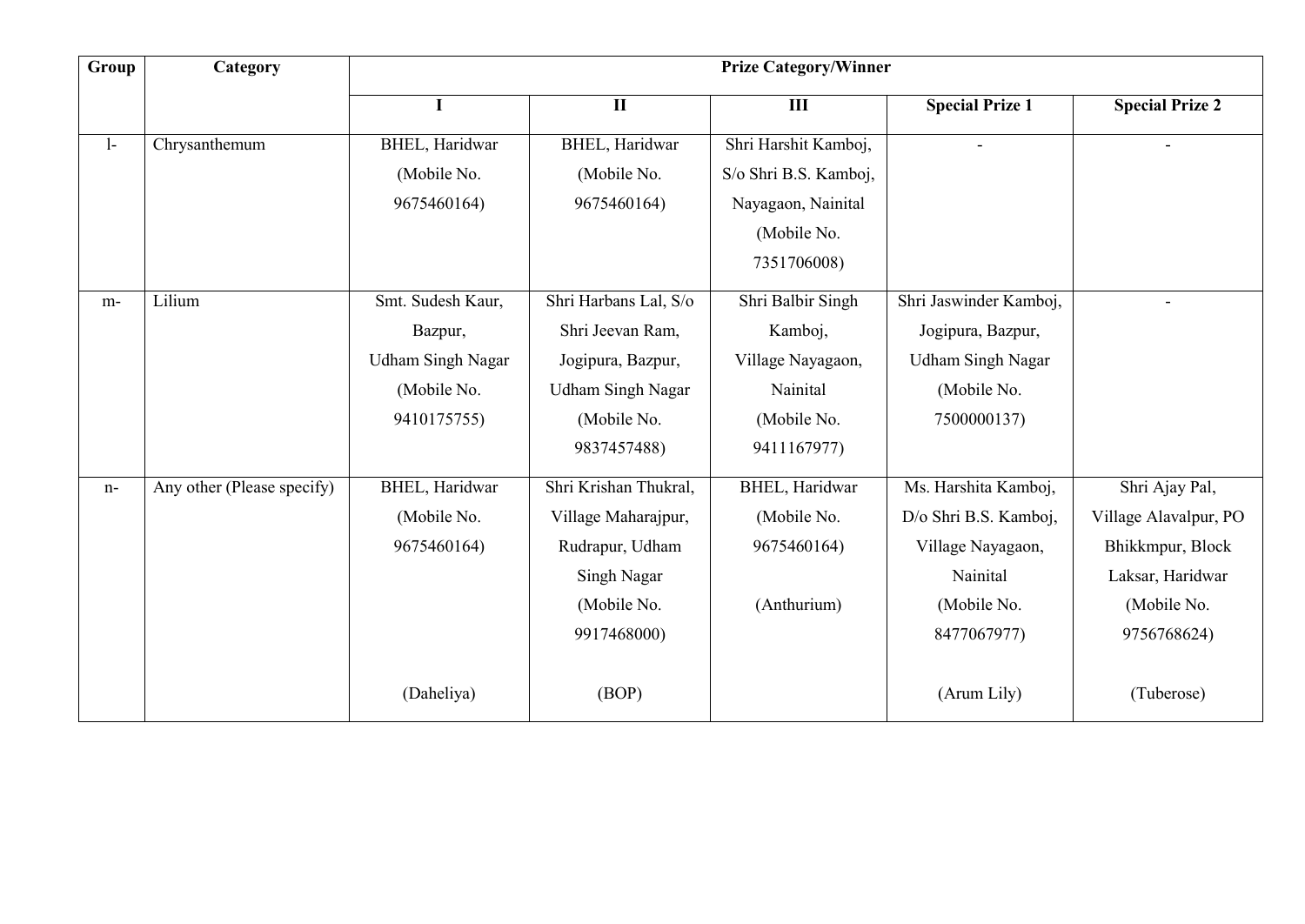| Group | Category | Prize Category/Winner | | | | |
|---|---|---|---|---|---|---|
| | | I | II | III | Special Prize 1 | Special Prize 2 |
| l- | Chrysanthemum | BHEL, Haridwar (Mobile No. 9675460164) | BHEL, Haridwar (Mobile No. 9675460164) | Shri Harshit Kamboj, S/o Shri B.S. Kamboj, Nayagaon, Nainital (Mobile No. 7351706008) | - | - |
| m- | Lilium | Smt. Sudesh Kaur, Bazpur, Udham Singh Nagar (Mobile No. 9410175755) | Shri Harbans Lal, S/o Shri Jeevan Ram, Jogipura, Bazpur, Udham Singh Nagar (Mobile No. 9837457488) | Shri Balbir Singh Kamboj, Village Nayagaon, Nainital (Mobile No. 9411167977) | Shri Jaswinder Kamboj, Jogipura, Bazpur, Udham Singh Nagar (Mobile No. 7500000137) | - |
| n- | Any other (Please specify) | BHEL, Haridwar (Mobile No. 9675460164) (Daheliya) | Shri Krishan Thukral, Village Maharajpur, Rudrapur, Udham Singh Nagar (Mobile No. 9917468000) (BOP) | BHEL, Haridwar (Mobile No. 9675460164) (Anthurium) | Ms. Harshita Kamboj, D/o Shri B.S. Kamboj, Village Nayagaon, Nainital (Mobile No. 8477067977) (Arum Lily) | Shri Ajay Pal, Village Alavalpur, PO Bhikkmpur, Block Laksar, Haridwar (Mobile No. 9756768624) (Tuberose) |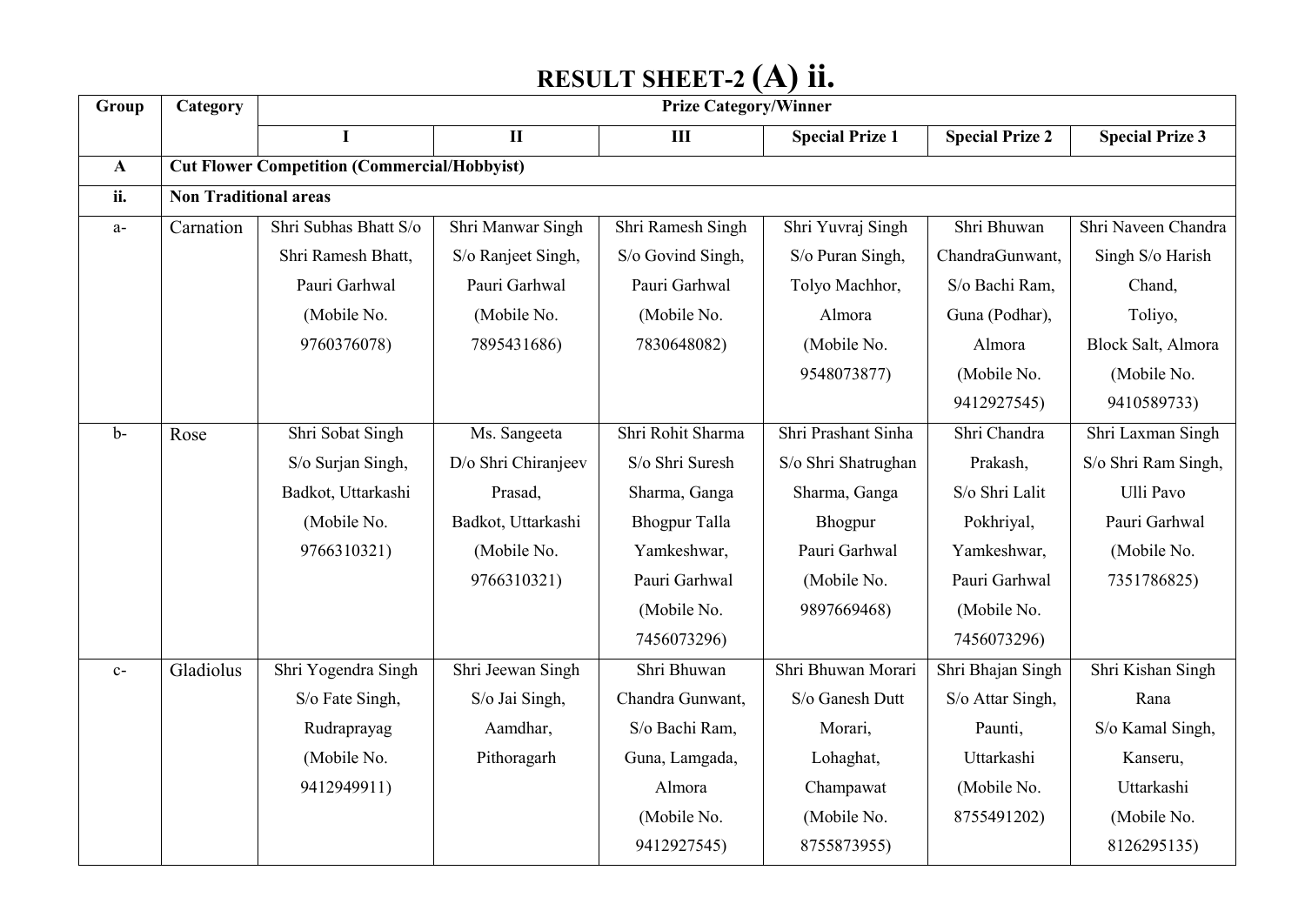# RESULT SHEET-2 (A) ii.

| Group | Category | Prize Category/Winner | | | | | |
|---|---|---|---|---|---|---|---|
| | | I | II | III | Special Prize 1 | Special Prize 2 | Special Prize 3 |
| **A** | **Cut Flower Competition (Commercial/Hobbyist)** | | | | | | |
| **ii.** | **Non Traditional areas** | | | | | | |
| a- | Carnation | Shri Subhas Bhatt S/o Shri Ramesh Bhatt, Pauri Garhwal (Mobile No. 9760376078) | Shri Manwar Singh S/o Ranjeet Singh, Pauri Garhwal (Mobile No. 7895431686) | Shri Ramesh Singh S/o Govind Singh, Pauri Garhwal (Mobile No. 7830648082) | Shri Yuvraj Singh S/o Puran Singh, Tolyo Machhor, Almora (Mobile No. 9548073877) | Shri Bhuwan ChandraGunwant, S/o Bachi Ram, Guna (Podhar), Almora (Mobile No. 9412927545) | Shri Naveen Chandra Singh S/o Harish Chand, Toliyo, Block Salt, Almora (Mobile No. 9410589733) |
| b- | Rose | Shri Sobat Singh S/o Surjan Singh, Badkot, Uttarkashi (Mobile No. 9766310321) | Ms. Sangeeta D/o Shri Chiranjeev Prasad, Badkot, Uttarkashi (Mobile No. 9766310321) | Shri Rohit Sharma S/o Shri Suresh Sharma, Ganga Bhogpur Talla Yamkeshwar, Pauri Garhwal (Mobile No. 7456073296) | Shri Prashant Sinha S/o Shri Shatrughan Sharma, Ganga Bhogpur Pauri Garhwal (Mobile No. 9897669468) | Shri Chandra Prakash, S/o Shri Lalit Pokhriyal, Yamkeshwar, Pauri Garhwal (Mobile No. 7456073296) | Shri Laxman Singh S/o Shri Ram Singh, Ulli Pavo Pauri Garhwal (Mobile No. 7351786825) |
| c- | Gladiolus | Shri Yogendra Singh S/o Fate Singh, Rudraprayag (Mobile No. 9412949911) | Shri Jeewan Singh S/o Jai Singh, Aamdhar, Pithoragarh | Shri Bhuwan Chandra Gunwant, S/o Bachi Ram, Guna, Lamgada, Almora (Mobile No. 9412927545) | Shri Bhuwan Morari S/o Ganesh Dutt Morari, Lohaghat, Champawat (Mobile No. 8755873955) | Shri Bhajan Singh S/o Attar Singh, Paunti, Uttarkashi (Mobile No. 8755491202) | Shri Kishan Singh Rana S/o Kamal Singh, Kanseru, Uttarkashi (Mobile No. 8126295135) |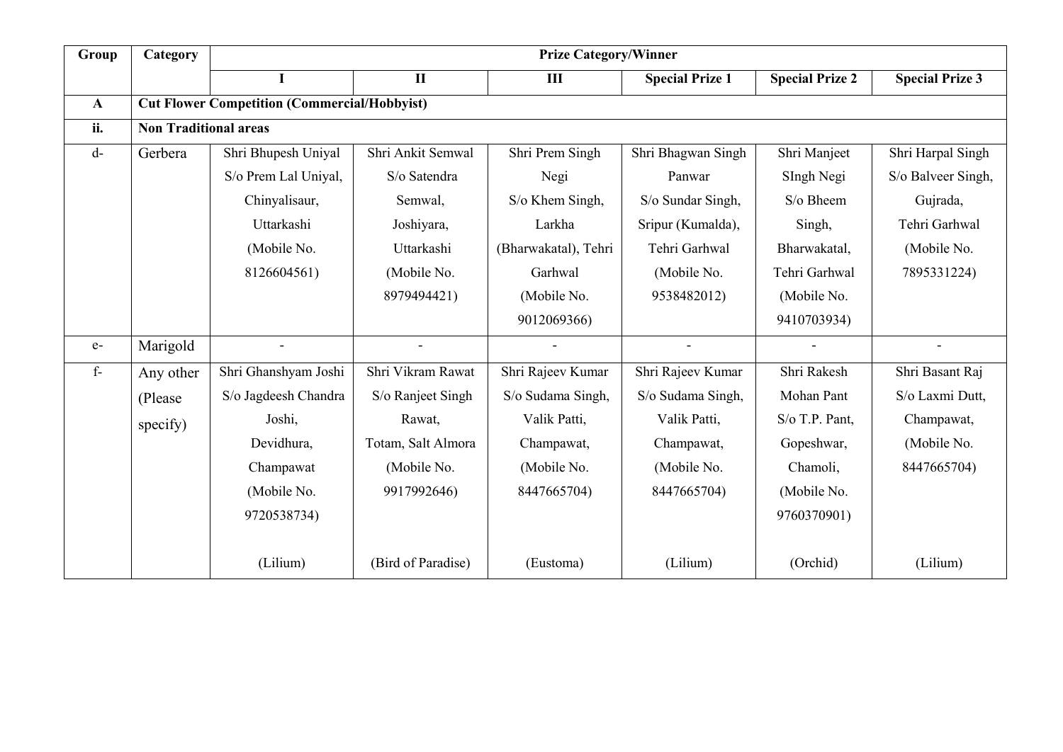| Group | Category | Prize Category/Winner | | | | | |
|---|---|---|---|---|---|---|---|
| | | I | II | III | Special Prize 1 | Special Prize 2 | Special Prize 3 |
| **A** | **Cut Flower Competition (Commercial/Hobbyist)** | | | | | | |
| **ii.** | **Non Traditional areas** | | | | | | |
| d- | Gerbera | Shri Bhupesh Uniyal S/o Prem Lal Uniyal, Chinyalisaur, Uttarkashi (Mobile No. 8126604561) | Shri Ankit Semwal S/o Satendra Semwal, Joshiyara, Uttarkashi (Mobile No. 8979494421) | Shri Prem Singh Negi S/o Khem Singh, Larkha (Bharwakatal), Tehri Garhwal (Mobile No. 9012069366) | Shri Bhagwan Singh Panwar S/o Sundar Singh, Sripur (Kumalda), Tehri Garhwal (Mobile No. 9538482012) | Shri Manjeet SIngh Negi S/o Bheem Singh, Bharwakatal, Tehri Garhwal (Mobile No. 9410703934) | Shri Harpal Singh S/o Balveer Singh, Gujrada, Tehri Garhwal (Mobile No. 7895331224) |
| e- | Marigold | - | - | - | - | - | - |
| f- | Any other (Please specify) | Shri Ghanshyam Joshi S/o Jagdeesh Chandra Joshi, Devidhura, Champawat (Mobile No. 9720538734) (Lilium) | Shri Vikram Rawat S/o Ranjeet Singh Rawat, Totam, Salt Almora (Mobile No. 9917992646) (Bird of Paradise) | Shri Rajeev Kumar S/o Sudama Singh, Valik Patti, Champawat, (Mobile No. 8447665704) (Eustoma) | Shri Rajeev Kumar S/o Sudama Singh, Valik Patti, Champawat, (Mobile No. 8447665704) (Lilium) | Shri Rakesh Mohan Pant S/o T.P. Pant, Gopeshwar, Chamoli, (Mobile No. 9760370901) (Orchid) | Shri Basant Raj S/o Laxmi Dutt, Champawat, (Mobile No. 8447665704) (Lilium) |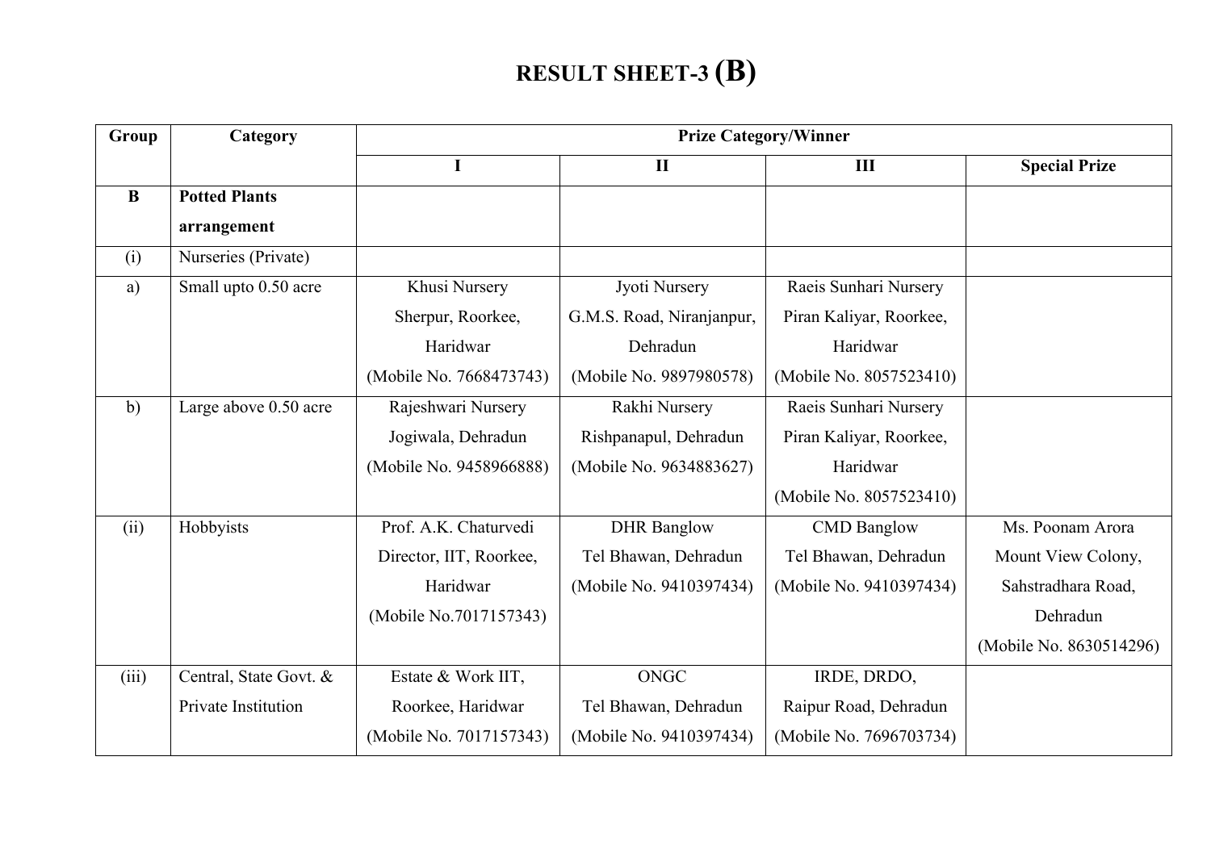# RESULT SHEET-3 (B)

| Group | Category | Prize Category/Winner | | | |
|---|---|---|---|---|---|
| | | I | II | III | Special Prize |
| **B** | **Potted Plants arrangement** | | | | |
| (i) | Nurseries (Private) | | | | |
| a) | Small upto 0.50 acre | Khusi Nursery Sherpur, Roorkee, Haridwar (Mobile No. 7668473743) | Jyoti Nursery G.M.S. Road, Niranjanpur, Dehradun (Mobile No. 9897980578) | Raeis Sunhari Nursery Piran Kaliyar, Roorkee, Haridwar (Mobile No. 8057523410) | |
| b) | Large above 0.50 acre | Rajeshwari Nursery Jogiwala, Dehradun (Mobile No. 9458966888) | Rakhi Nursery Rishpanapul, Dehradun (Mobile No. 9634883627) | Raeis Sunhari Nursery Piran Kaliyar, Roorkee, Haridwar (Mobile No. 8057523410) | |
| (ii) | Hobbyists | Prof. A.K. Chaturvedi Director, IIT, Roorkee, Haridwar (Mobile No.7017157343) | DHR Banglow Tel Bhawan, Dehradun (Mobile No. 9410397434) | CMD Banglow Tel Bhawan, Dehradun (Mobile No. 9410397434) | Ms. Poonam Arora Mount View Colony, Sahstradhara Road, Dehradun (Mobile No. 8630514296) |
| (iii) | Central, State Govt. & Private Institution | Estate & Work IIT, Roorkee, Haridwar (Mobile No. 7017157343) | ONGC Tel Bhawan, Dehradun (Mobile No. 9410397434) | IRDE, DRDO, Raipur Road, Dehradun (Mobile No. 7696703734) | |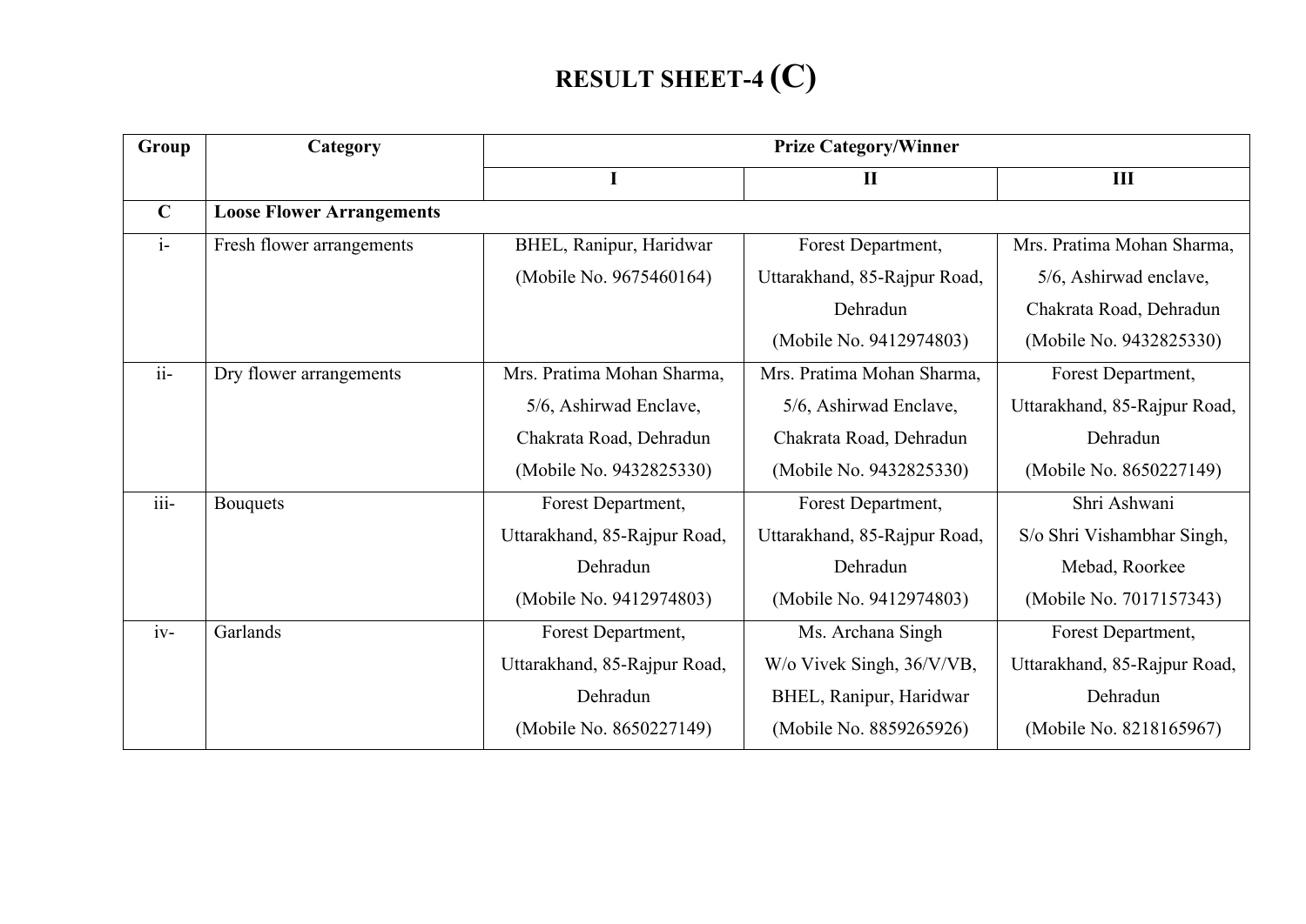# RESULT SHEET-4 (C)

| Group | Category | Prize Category/Winner | | |
|---|---|---|---|---|
| | | I | II | III |
| **C** | **Loose Flower Arrangements** | | | |
| i- | Fresh flower arrangements | BHEL, Ranipur, Haridwar (Mobile No. 9675460164) | Forest Department, Uttarakhand, 85-Rajpur Road, Dehradun (Mobile No. 9412974803) | Mrs. Pratima Mohan Sharma, 5/6, Ashirwad enclave, Chakrata Road, Dehradun (Mobile No. 9432825330) |
| ii- | Dry flower arrangements | Mrs. Pratima Mohan Sharma, 5/6, Ashirwad Enclave, Chakrata Road, Dehradun (Mobile No. 9432825330) | Mrs. Pratima Mohan Sharma, 5/6, Ashirwad Enclave, Chakrata Road, Dehradun (Mobile No. 9432825330) | Forest Department, Uttarakhand, 85-Rajpur Road, Dehradun (Mobile No. 8650227149) |
| iii- | Bouquets | Forest Department, Uttarakhand, 85-Rajpur Road, Dehradun (Mobile No. 9412974803) | Forest Department, Uttarakhand, 85-Rajpur Road, Dehradun (Mobile No. 9412974803) | Shri Ashwani S/o Shri Vishambhar Singh, Mebad, Roorkee (Mobile No. 7017157343) |
| iv- | Garlands | Forest Department, Uttarakhand, 85-Rajpur Road, Dehradun (Mobile No. 8650227149) | Ms. Archana Singh W/o Vivek Singh, 36/V/VB, BHEL, Ranipur, Haridwar (Mobile No. 8859265926) | Forest Department, Uttarakhand, 85-Rajpur Road, Dehradun (Mobile No. 8218165967) |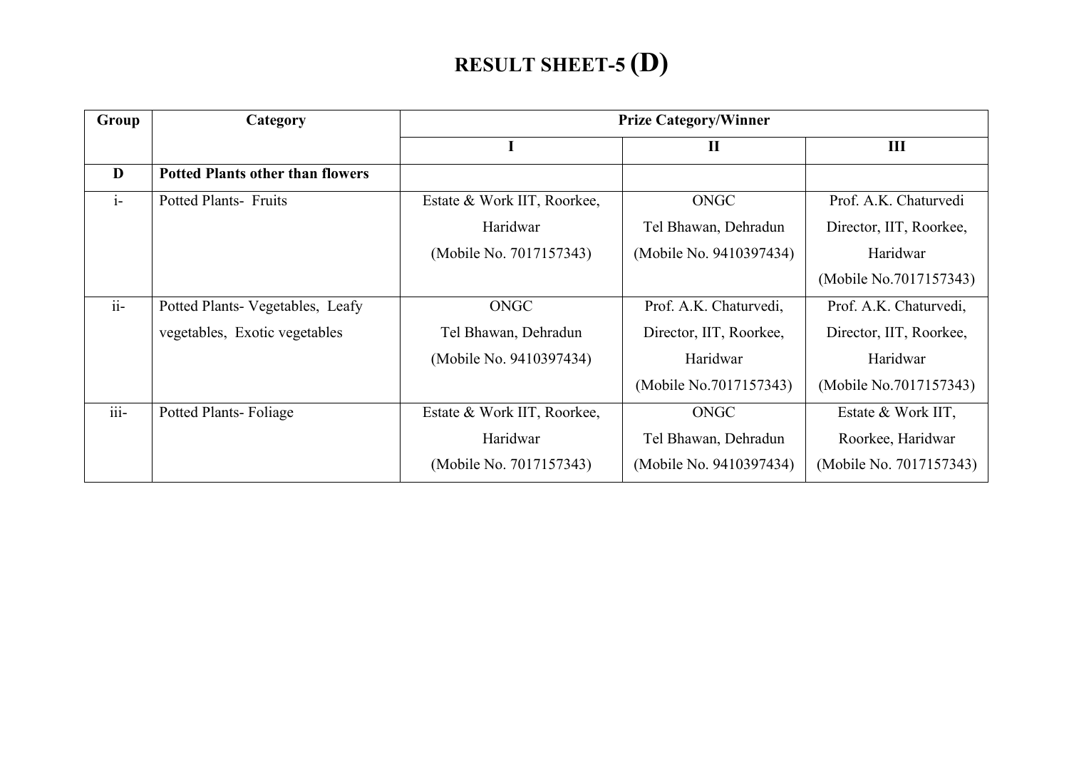# RESULT SHEET-5 (D)

| Group | Category | Prize Category/Winner | | |
|---|---|---|---|---|
| | | I | II | III |
| **D** | **Potted Plants other than flowers** | | | |
| i- | Potted Plants- Fruits | Estate & Work IIT, Roorkee, Haridwar (Mobile No. 7017157343) | ONGC Tel Bhawan, Dehradun (Mobile No. 9410397434) | Prof. A.K. Chaturvedi Director, IIT, Roorkee, Haridwar (Mobile No.7017157343) |
| ii- | Potted Plants- Vegetables, Leafy vegetables, Exotic vegetables | ONGC Tel Bhawan, Dehradun (Mobile No. 9410397434) | Prof. A.K. Chaturvedi, Director, IIT, Roorkee, Haridwar (Mobile No.7017157343) | Prof. A.K. Chaturvedi, Director, IIT, Roorkee, Haridwar (Mobile No.7017157343) |
| iii- | Potted Plants- Foliage | Estate & Work IIT, Roorkee, Haridwar (Mobile No. 7017157343) | ONGC Tel Bhawan, Dehradun (Mobile No. 9410397434) | Estate & Work IIT, Roorkee, Haridwar (Mobile No. 7017157343) |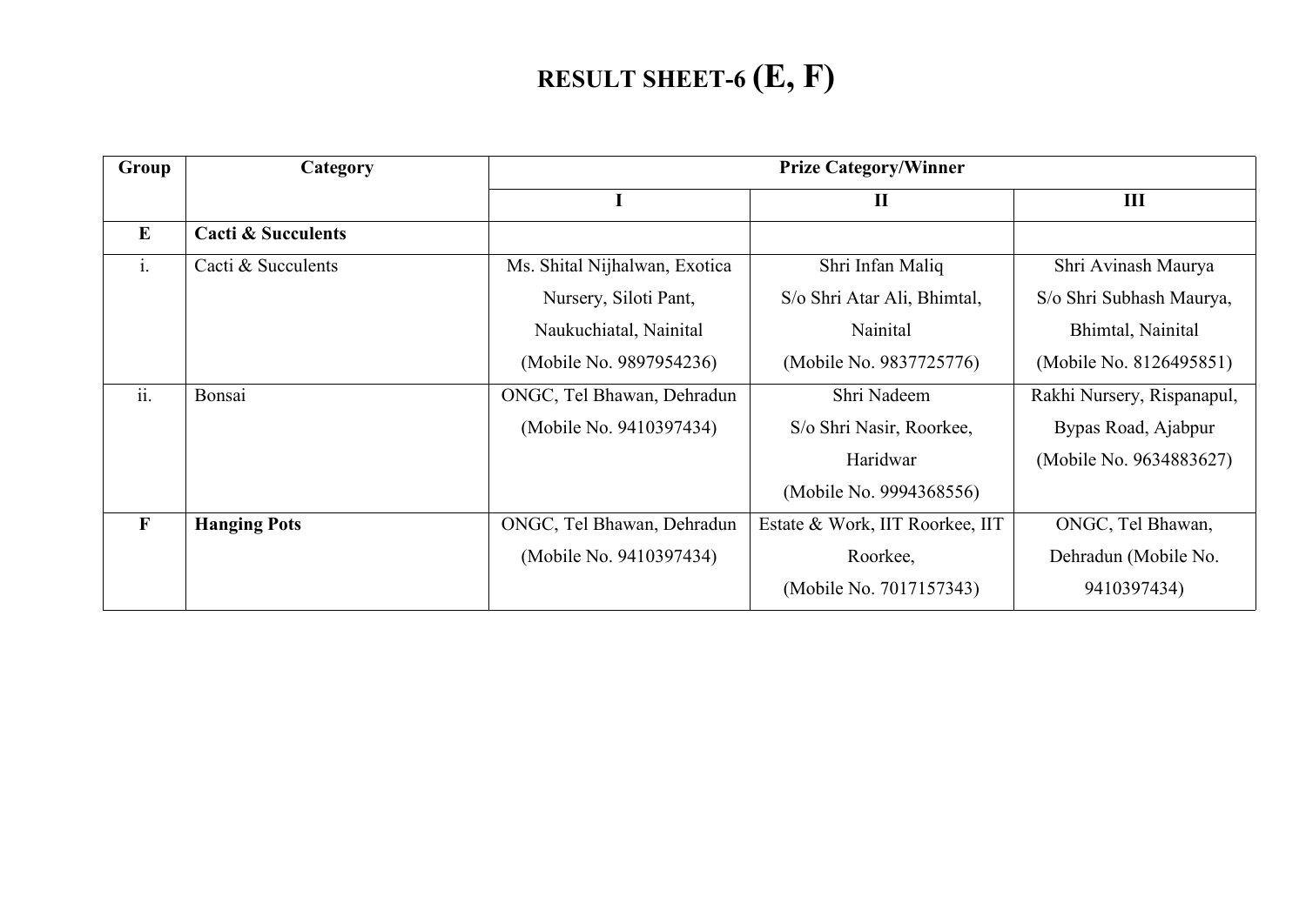# RESULT SHEET-6 (E, F)

| Group | Category | Prize Category/Winner | | |
|---|---|---|---|---|
| | | I | II | III |
| **E** | **Cacti & Succulents** | | | |
| i. | Cacti & Succulents | Ms. Shital Nijhalwan, Exotica Nursery, Siloti Pant, Naukuchiatal, Nainital (Mobile No. 9897954236) | Shri Infan Maliq S/o Shri Atar Ali, Bhimtal, Nainital (Mobile No. 9837725776) | Shri Avinash Maurya S/o Shri Subhash Maurya, Bhimtal, Nainital (Mobile No. 8126495851) |
| ii. | Bonsai | ONGC, Tel Bhawan, Dehradun (Mobile No. 9410397434) | Shri Nadeem S/o Shri Nasir, Roorkee, Haridwar (Mobile No. 9994368556) | Rakhi Nursery, Rispanapul, Bypas Road, Ajabpur (Mobile No. 9634883627) |
| **F** | **Hanging Pots** | ONGC, Tel Bhawan, Dehradun (Mobile No. 9410397434) | Estate & Work, IIT Roorkee, IIT Roorkee, (Mobile No. 7017157343) | ONGC, Tel Bhawan, Dehradun (Mobile No. 9410397434) |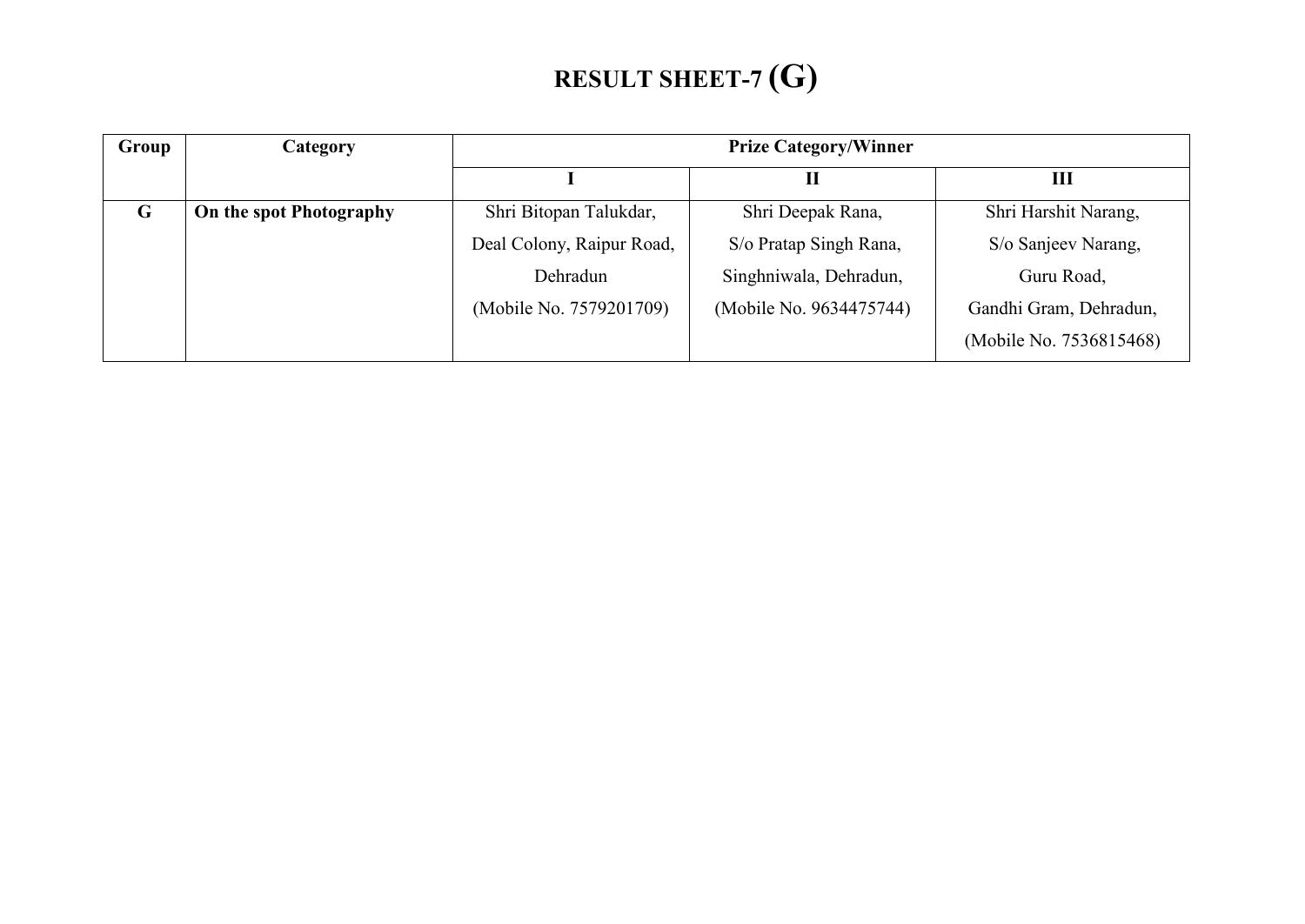# RESULT SHEET-7 (G)

| Group | Category | Prize Category/Winner | | |
|---|---|---|---|---|
| | | I | II | III |
| **G** | **On the spot Photography** | Shri Bitopan Talukdar, Deal Colony, Raipur Road, Dehradun (Mobile No. 7579201709) | Shri Deepak Rana, S/o Pratap Singh Rana, Singhniwala, Dehradun, (Mobile No. 9634475744) | Shri Harshit Narang, S/o Sanjeev Narang, Guru Road, Gandhi Gram, Dehradun, (Mobile No. 7536815468) |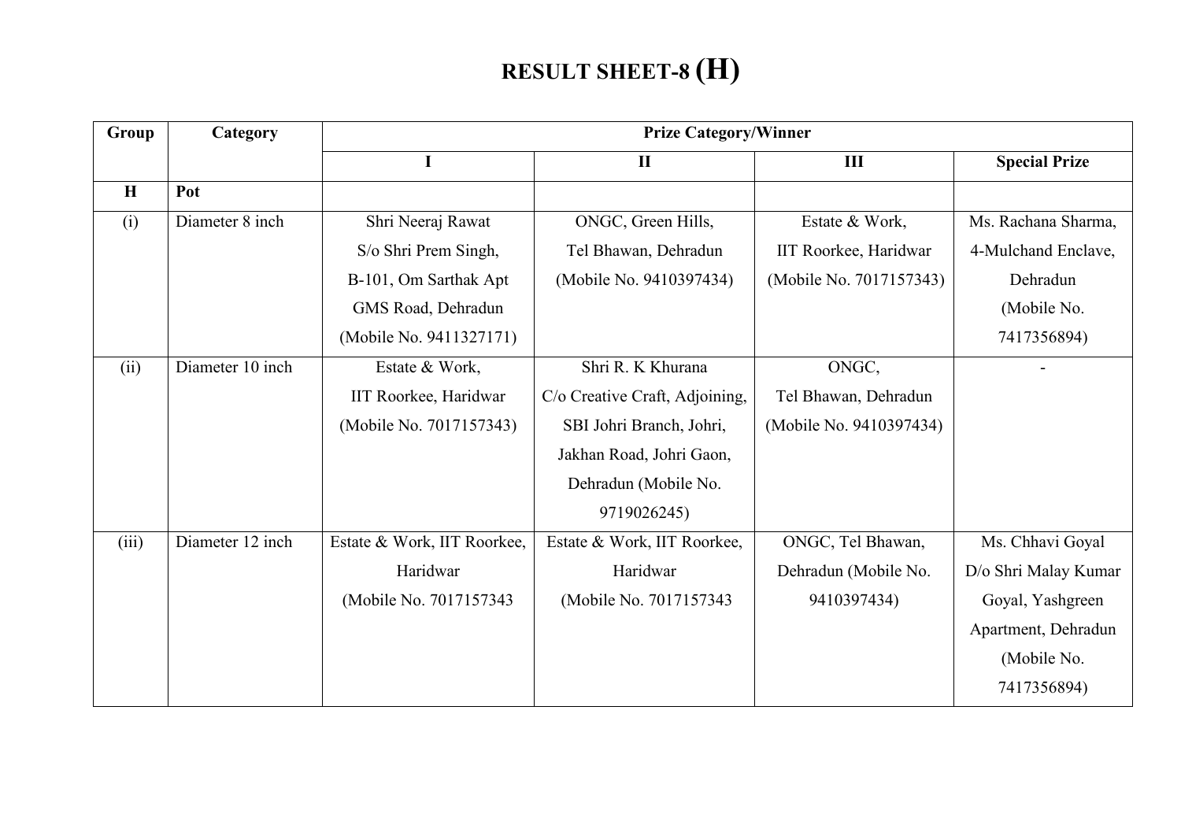# RESULT SHEET-8 (H)

| Group | Category | Prize Category/Winner | | | |
|---|---|---|---|---|---|
| | | I | II | III | Special Prize |
| H | Pot | | | | |
| (i) | Diameter 8 inch | Shri Neeraj Rawat S/o Shri Prem Singh, B-101, Om Sarthak Apt GMS Road, Dehradun (Mobile No. 9411327171) | ONGC, Green Hills, Tel Bhawan, Dehradun (Mobile No. 9410397434) | Estate & Work, IIT Roorkee, Haridwar (Mobile No. 7017157343) | Ms. Rachana Sharma, 4-Mulchand Enclave, Dehradun (Mobile No. 7417356894) |
| (ii) | Diameter 10 inch | Estate & Work, IIT Roorkee, Haridwar (Mobile No. 7017157343) | Shri R. K Khurana C/o Creative Craft, Adjoining, SBI Johri Branch, Johri, Jakhan Road, Johri Gaon, Dehradun (Mobile No. 9719026245) | ONGC, Tel Bhawan, Dehradun (Mobile No. 9410397434) | - |
| (iii) | Diameter 12 inch | Estate & Work, IIT Roorkee, Haridwar (Mobile No. 7017157343 | Estate & Work, IIT Roorkee, Haridwar (Mobile No. 7017157343 | ONGC, Tel Bhawan, Dehradun (Mobile No. 9410397434) | Ms. Chhavi Goyal D/o Shri Malay Kumar Goyal, Yashgreen Apartment, Dehradun (Mobile No. 7417356894) |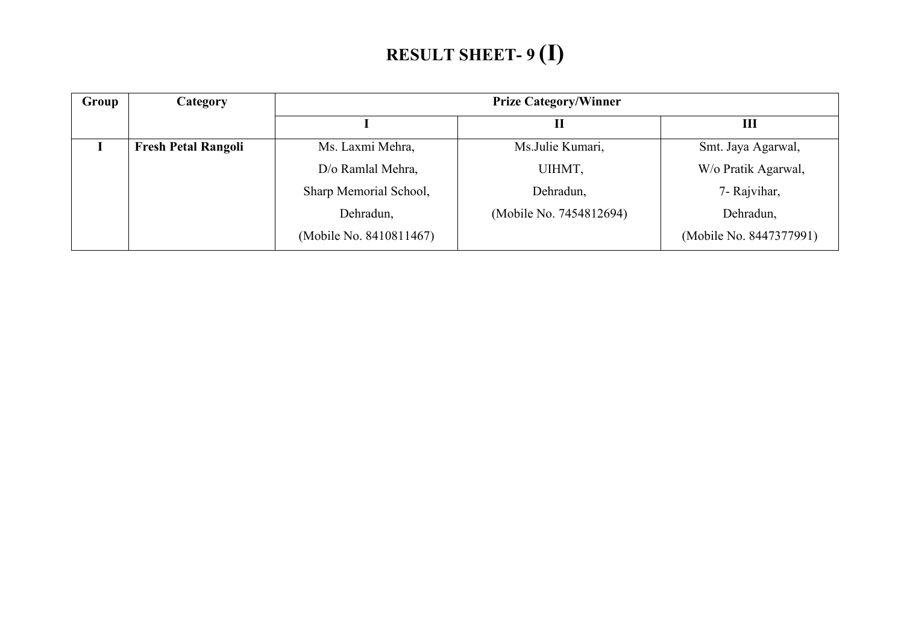# RESULT SHEET- 9 (I)

| Group | Category | Prize Category/Winner | | |
|---|---|---|---|---|
| | | I | II | III |
| I | **Fresh Petal Rangoli** | Ms. Laxmi Mehra,<br>D/o Ramlal Mehra,<br>Sharp Memorial School,<br>Dehradun,<br>(Mobile No. 8410811467) | Ms.Julie Kumari,<br>UIHMT,<br>Dehradun,<br>(Mobile No. 7454812694) | Smt. Jaya Agarwal,<br>W/o Pratik Agarwal,<br>7- Rajvihar,<br>Dehradun,<br>(Mobile No. 8447377991) |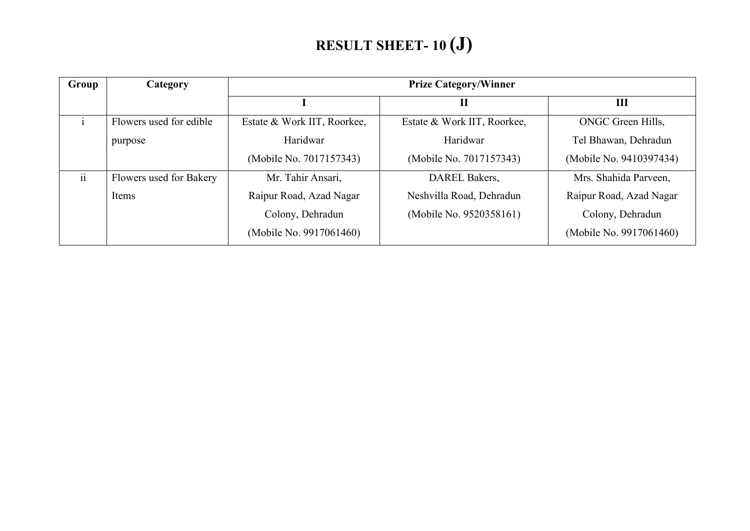# RESULT SHEET- 10 (J)

| Group | Category | Prize Category/Winner | | |
|---|---|---|---|---|
| | | I | II | III |
| i | Flowers used for edible purpose | Estate & Work IIT, Roorkee, Haridwar (Mobile No. 7017157343) | Estate & Work IIT, Roorkee, Haridwar (Mobile No. 7017157343) | ONGC Green Hills, Tel Bhawan, Dehradun (Mobile No. 9410397434) |
| ii | Flowers used for Bakery Items | Mr. Tahir Ansari, Raipur Road, Azad Nagar Colony, Dehradun (Mobile No. 9917061460) | DAREL Bakers, Neshvilla Road, Dehradun (Mobile No. 9520358161) | Mrs. Shahida Parveen, Raipur Road, Azad Nagar Colony, Dehradun (Mobile No. 9917061460) |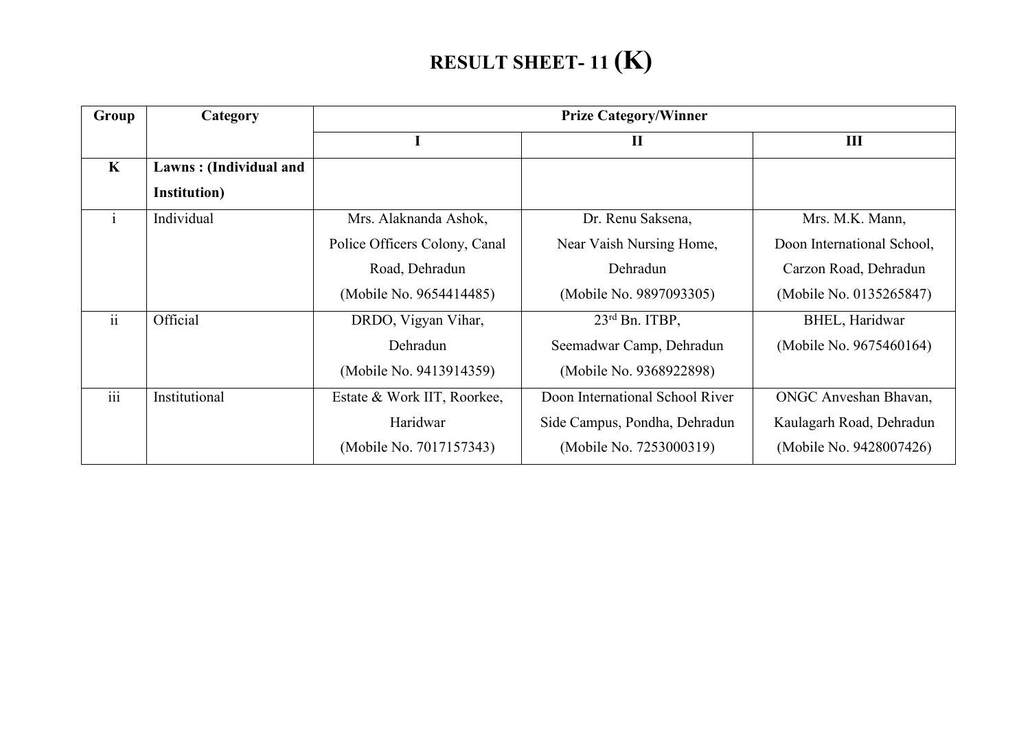# RESULT SHEET- 11 (K)

| Group | Category | Prize Category/Winner | | |
|---|---|---|---|---|
| | | I | II | III |
| **K** | **Lawns : (Individual and Institution)** | | | |
| i | Individual | Mrs. Alaknanda Ashok, Police Officers Colony, Canal Road, Dehradun (Mobile No. 9654414485) | Dr. Renu Saksena, Near Vaish Nursing Home, Dehradun (Mobile No. 9897093305) | Mrs. M.K. Mann, Doon International School, Carzon Road, Dehradun (Mobile No. 0135265847) |
| ii | Official | DRDO, Vigyan Vihar, Dehradun (Mobile No. 9413914359) | 23rd Bn. ITBP, Seemadwar Camp, Dehradun (Mobile No. 9368922898) | BHEL, Haridwar (Mobile No. 9675460164) |
| iii | Institutional | Estate & Work IIT, Roorkee, Haridwar (Mobile No. 7017157343) | Doon International School River Side Campus, Pondha, Dehradun (Mobile No. 7253000319) | ONGC Anveshan Bhavan, Kaulagarh Road, Dehradun (Mobile No. 9428007426) |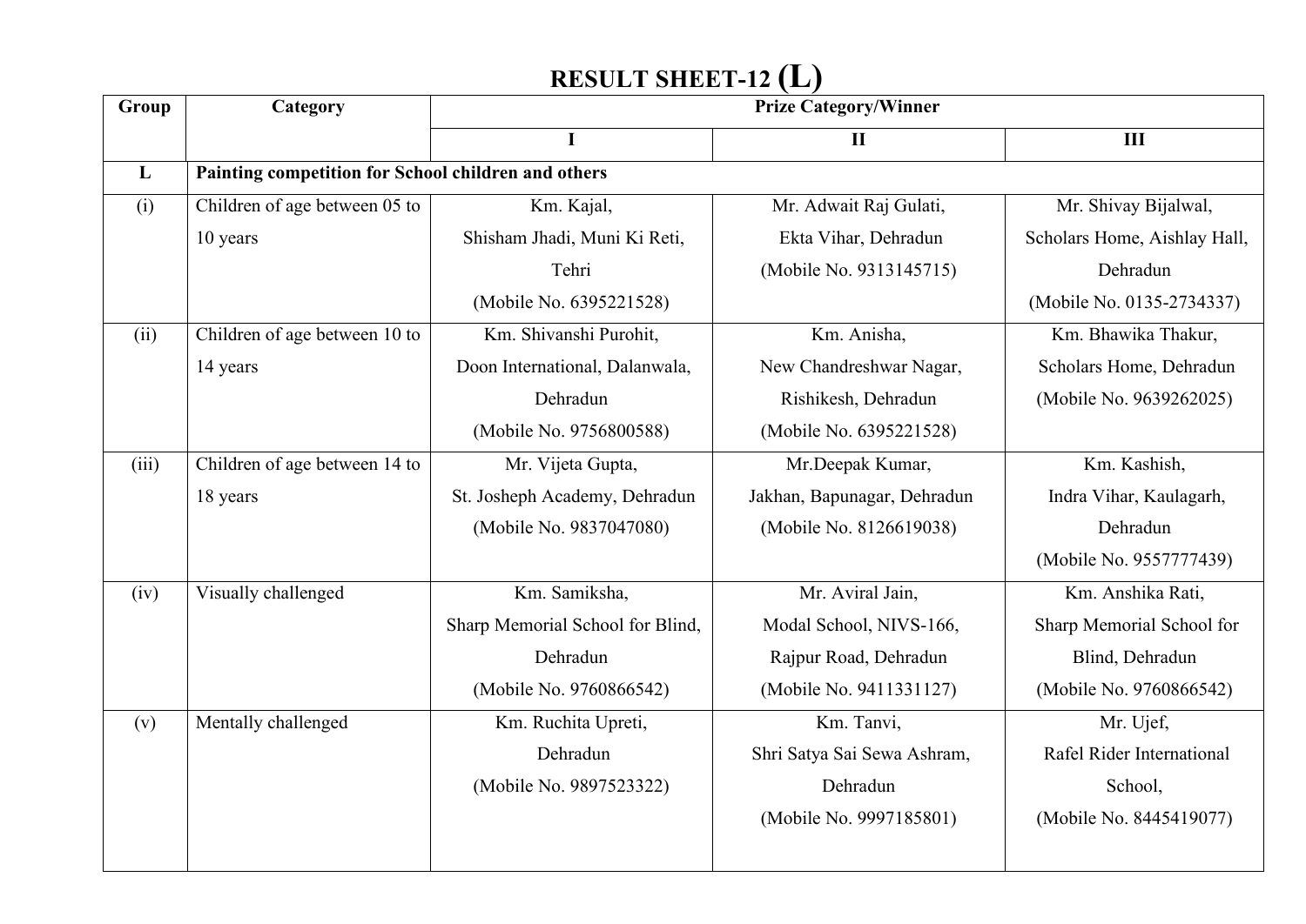# RESULT SHEET-12 (L)

| Group | Category | Prize Category/Winner | | |
|---|---|---|---|---|
| | | I | II | III |
| **L** | **Painting competition for School children and others** | | | |
| (i) | Children of age between 05 to 10 years | Km. Kajal, Shisham Jhadi, Muni Ki Reti, Tehri (Mobile No. 6395221528) | Mr. Adwait Raj Gulati, Ekta Vihar, Dehradun (Mobile No. 9313145715) | Mr. Shivay Bijalwal, Scholars Home, Aishlay Hall, Dehradun (Mobile No. 0135-2734337) |
| (ii) | Children of age between 10 to 14 years | Km. Shivanshi Purohit, Doon International, Dalanwala, Dehradun (Mobile No. 9756800588) | Km. Anisha, New Chandreshwar Nagar, Rishikesh, Dehradun (Mobile No. 6395221528) | Km. Bhawika Thakur, Scholars Home, Dehradun (Mobile No. 9639262025) |
| (iii) | Children of age between 14 to 18 years | Mr. Vijeta Gupta, St. Josheph Academy, Dehradun (Mobile No. 9837047080) | Mr.Deepak Kumar, Jakhan, Bapunagar, Dehradun (Mobile No. 8126619038) | Km. Kashish, Indra Vihar, Kaulagarh, Dehradun (Mobile No. 9557777439) |
| (iv) | Visually challenged | Km. Samiksha, Sharp Memorial School for Blind, Dehradun (Mobile No. 9760866542) | Mr. Aviral Jain, Modal School, NIVS-166, Rajpur Road, Dehradun (Mobile No. 9411331127) | Km. Anshika Rati, Sharp Memorial School for Blind, Dehradun (Mobile No. 9760866542) |
| (v) | Mentally challenged | Km. Ruchita Upreti, Dehradun (Mobile No. 9897523322) | Km. Tanvi, Shri Satya Sai Sewa Ashram, Dehradun (Mobile No. 9997185801) | Mr. Ujef, Rafel Rider International School, (Mobile No. 8445419077) |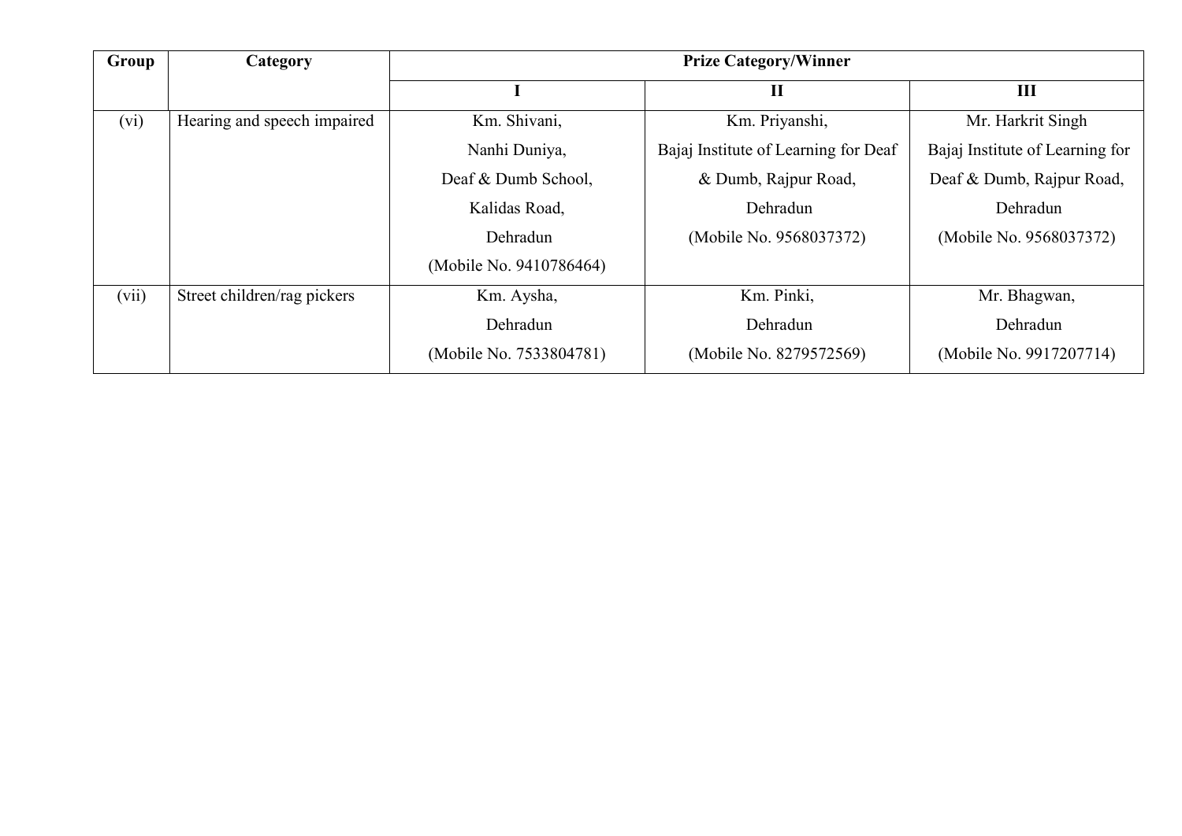| Group | Category | Prize Category/Winner | | |
|---|---|---|---|---|
| | | I | II | III |
| (vi) | Hearing and speech impaired | Km. Shivani, Nanhi Duniya, Deaf & Dumb School, Kalidas Road, Dehradun (Mobile No. 9410786464) | Km. Priyanshi, Bajaj Institute of Learning for Deaf & Dumb, Rajpur Road, Dehradun (Mobile No. 9568037372) | Mr. Harkrit Singh Bajaj Institute of Learning for Deaf & Dumb, Rajpur Road, Dehradun (Mobile No. 9568037372) |
| (vii) | Street children/rag pickers | Km. Aysha, Dehradun (Mobile No. 7533804781) | Km. Pinki, Dehradun (Mobile No. 8279572569) | Mr. Bhagwan, Dehradun (Mobile No. 9917207714) |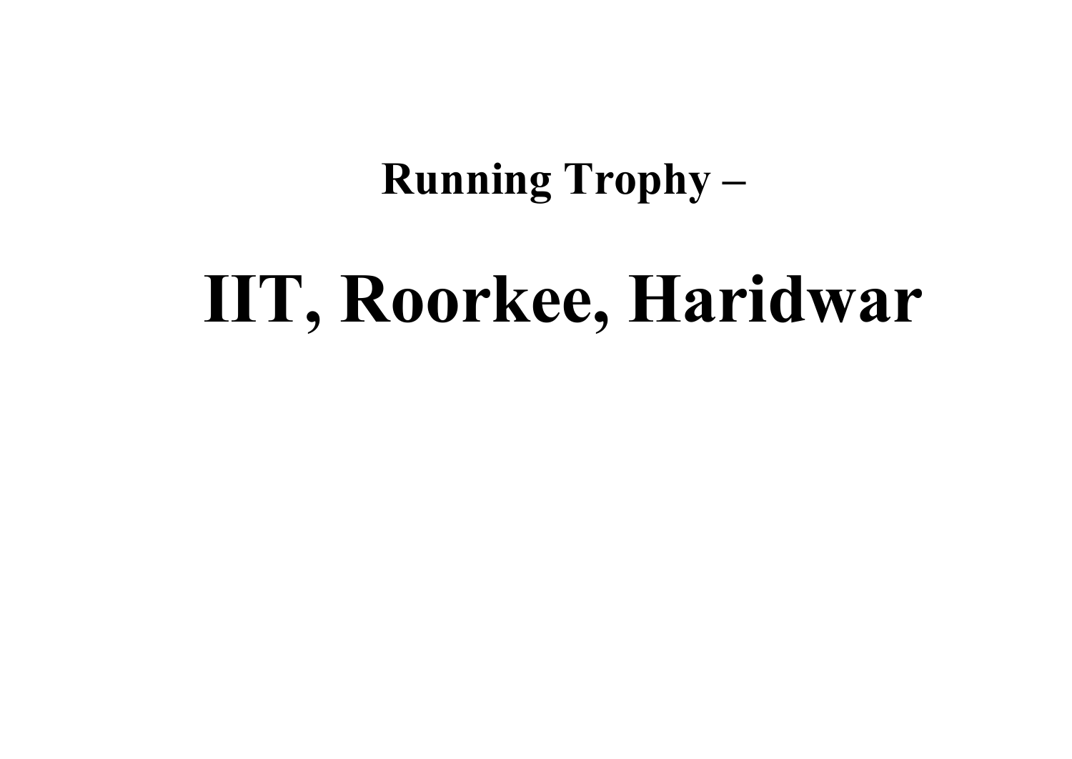## Running Trophy –

# IIT, Roorkee, Haridwar